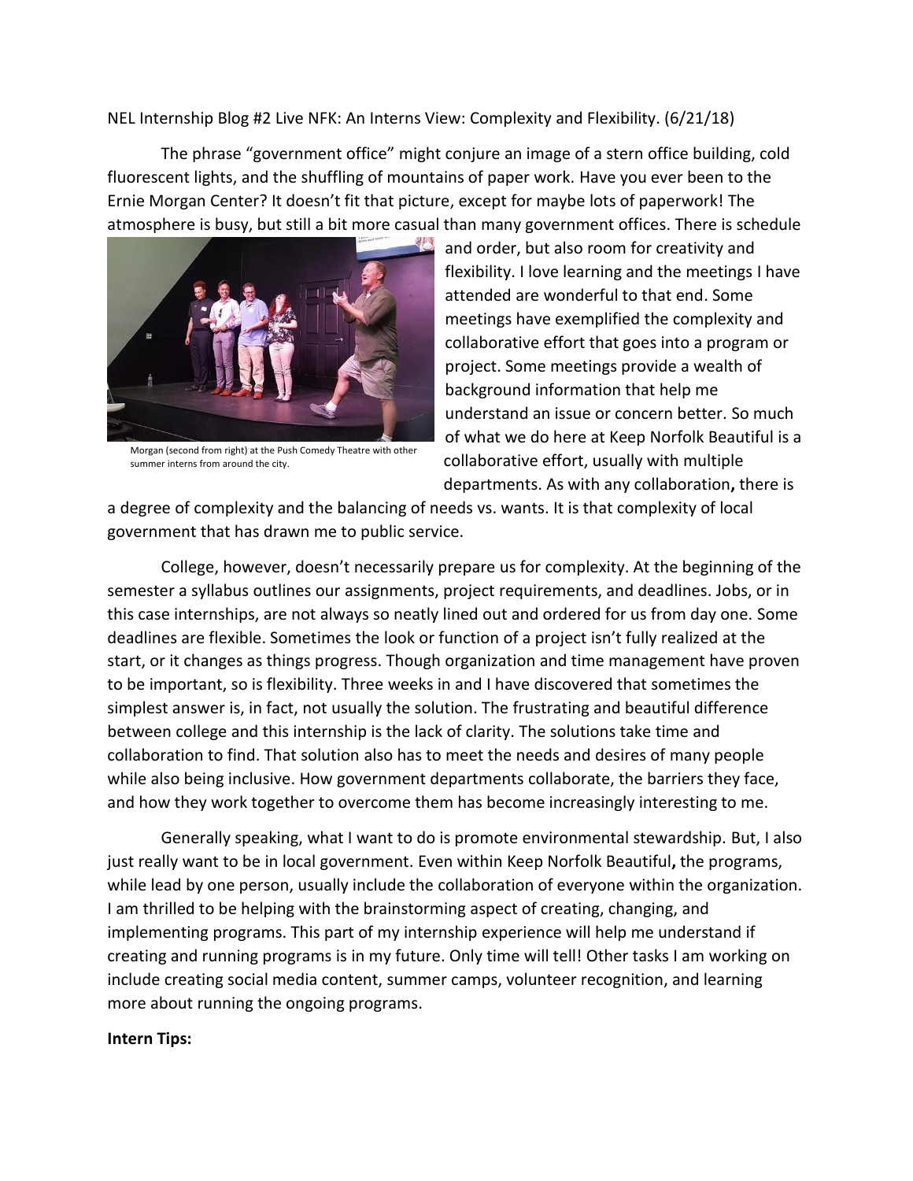NEL Internship Blog #2 Live NFK: An Interns View: Complexity and Flexibility. (6/21/18)

The phrase "government office" might conjure an image of a stern office building, cold fluorescent lights, and the shuffling of mountains of paper work. Have you ever been to the Ernie Morgan Center? It doesn't fit that picture, except for maybe lots of paperwork! The atmosphere is busy, but still a bit more casual than many government offices. There is schedule and order, but also room for creativity and flexibility. I love learning and the meetings I have attended are wonderful to that end. Some meetings have exemplified the complexity and collaborative effort that goes into a program or project. Some meetings provide a wealth of background information that help me understand an issue or concern better. So much of what we do here at Keep Norfolk Beautiful is a collaborative effort, usually with multiple departments. As with any collaboration**,** there is a degree of complexity and the balancing of needs vs. wants. It is that complexity of local government that has drawn me to public service.

Morgan (second from right) at the Push Comedy Theatre with other summer interns from around the city.

College, however, doesn't necessarily prepare us for complexity. At the beginning of the semester a syllabus outlines our assignments, project requirements, and deadlines. Jobs, or in this case internships, are not always so neatly lined out and ordered for us from day one. Some deadlines are flexible. Sometimes the look or function of a project isn't fully realized at the start, or it changes as things progress. Though organization and time management have proven to be important, so is flexibility. Three weeks in and I have discovered that sometimes the simplest answer is, in fact, not usually the solution. The frustrating and beautiful difference between college and this internship is the lack of clarity. The solutions take time and collaboration to find. That solution also has to meet the needs and desires of many people while also being inclusive. How government departments collaborate, the barriers they face, and how they work together to overcome them has become increasingly interesting to me.

Generally speaking, what I want to do is promote environmental stewardship. But, I also just really want to be in local government. Even within Keep Norfolk Beautiful**,** the programs, while lead by one person, usually include the collaboration of everyone within the organization. I am thrilled to be helping with the brainstorming aspect of creating, changing, and implementing programs. This part of my internship experience will help me understand if creating and running programs is in my future. Only time will tell! Other tasks I am working on include creating social media content, summer camps, volunteer recognition, and learning more about running the ongoing programs.

**Intern Tips:**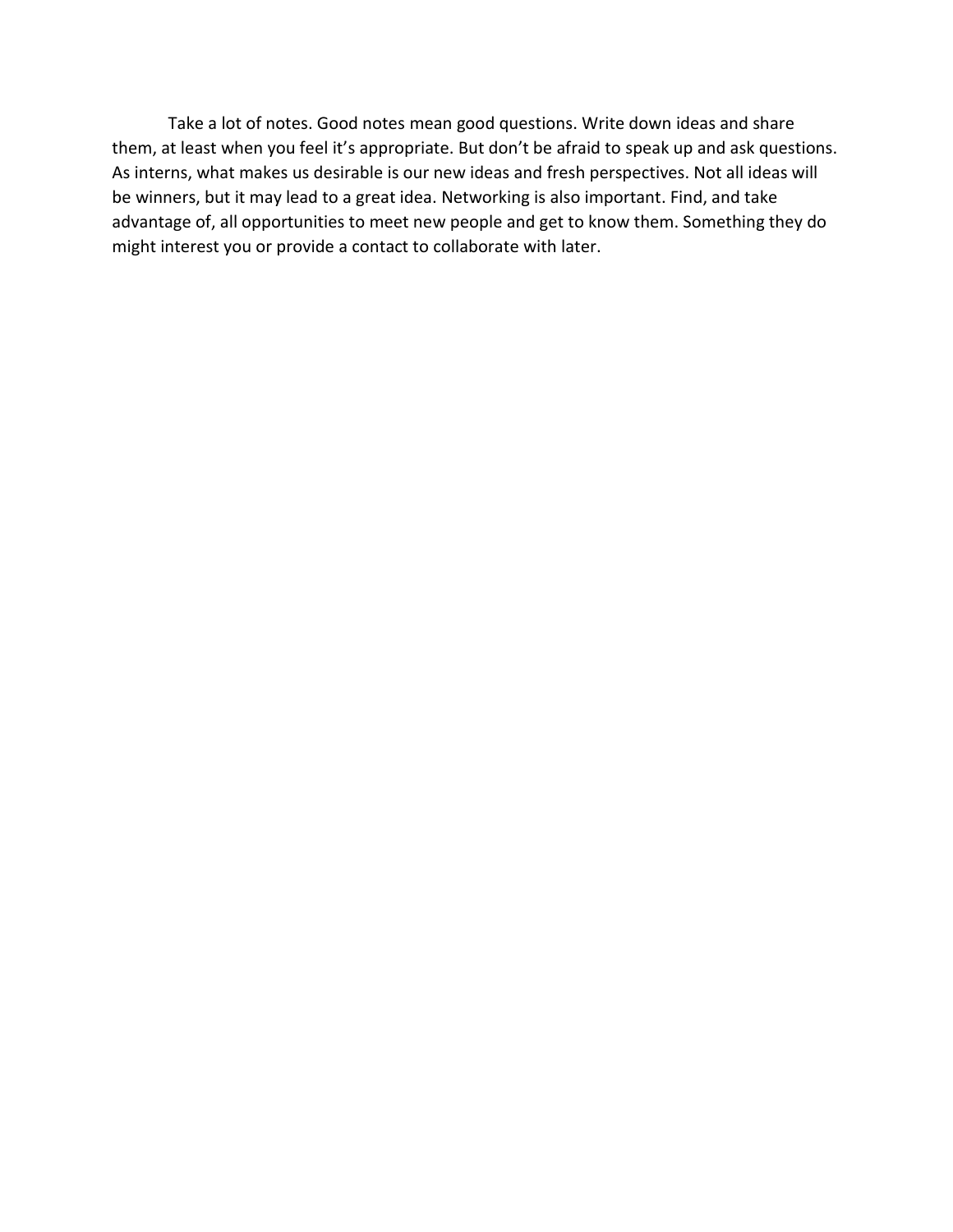Take a lot of notes. Good notes mean good questions. Write down ideas and share them, at least when you feel it's appropriate. But don't be afraid to speak up and ask questions. As interns, what makes us desirable is our new ideas and fresh perspectives. Not all ideas will be winners, but it may lead to a great idea. Networking is also important. Find, and take advantage of, all opportunities to meet new people and get to know them. Something they do might interest you or provide a contact to collaborate with later.